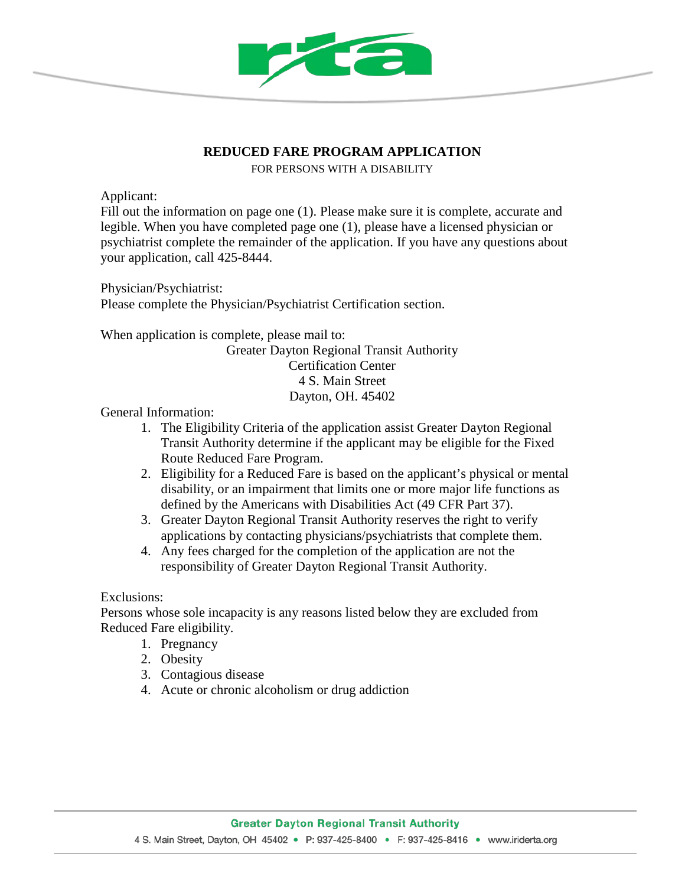# REDUCED FARE PROGRAM APPLICATION

FOR PERSONS WITH A DISABILITY

Applicant:
Fill out the information on page one (1). Please make sure it is complete, accurate and legible. When you have completed page one (1), please have a licensed physician or psychiatrist complete the remainder of the application. If you have any questions about your application, call 425-8444.

Physician/Psychiatrist:
Please complete the Physician/Psychiatrist Certification section.

When application is complete, please mail to:

Greater Dayton Regional Transit Authority
Certification Center
4 S. Main Street
Dayton, OH. 45402

General Information:

1. The Eligibility Criteria of the application assist Greater Dayton Regional Transit Authority determine if the applicant may be eligible for the Fixed Route Reduced Fare Program.
2. Eligibility for a Reduced Fare is based on the applicant's physical or mental disability, or an impairment that limits one or more major life functions as defined by the Americans with Disabilities Act (49 CFR Part 37).
3. Greater Dayton Regional Transit Authority reserves the right to verify applications by contacting physicians/psychiatrists that complete them.
4. Any fees charged for the completion of the application are not the responsibility of Greater Dayton Regional Transit Authority.

Exclusions:
Persons whose sole incapacity is any reasons listed below they are excluded from Reduced Fare eligibility.

1. Pregnancy
2. Obesity
3. Contagious disease
4. Acute or chronic alcoholism or drug addiction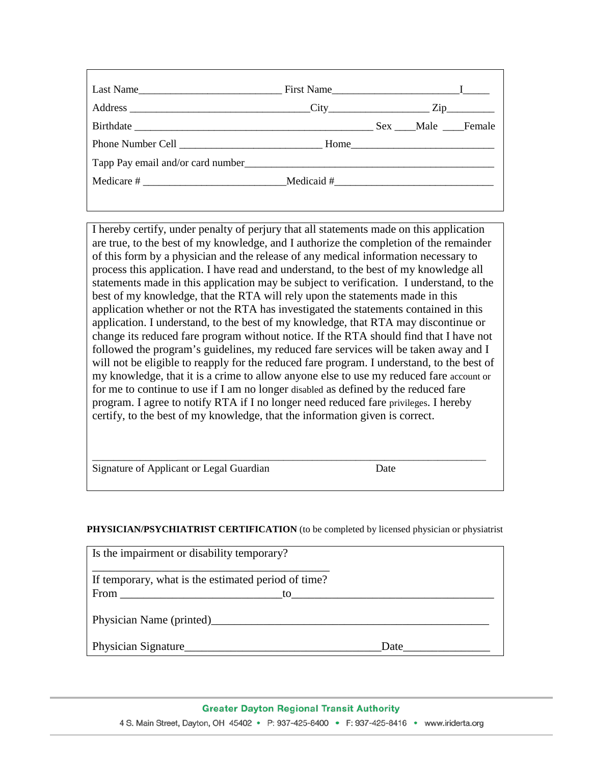Last Name_____________________________ First Name_________________________I_____

Address ___________________________________City____________________ Zip_________

Birthdate ________________________________________________ Sex ____Male ____Female

Phone Number Cell ____________________________ Home____________________________

Tapp Pay email and/or card number___________________________________________________

Medicare # ____________________________Medicaid #________________________________

I hereby certify, under penalty of perjury that all statements made on this application are true, to the best of my knowledge, and I authorize the completion of the remainder of this form by a physician and the release of any medical information necessary to process this application. I have read and understand, to the best of my knowledge all statements made in this application may be subject to verification. I understand, to the best of my knowledge, that the RTA will rely upon the statements made in this application whether or not the RTA has investigated the statements contained in this application. I understand, to the best of my knowledge, that RTA may discontinue or change its reduced fare program without notice. If the RTA should find that I have not followed the program's guidelines, my reduced fare services will be taken away and I will not be eligible to reapply for the reduced fare program. I understand, to the best of my knowledge, that it is a crime to allow anyone else to use my reduced fare account or for me to continue to use if I am no longer disabled as defined by the reduced fare program. I agree to notify RTA if I no longer need reduced fare privileges. I hereby certify, to the best of my knowledge, that the information given is correct.

_________________________________________________________________________________

Signature of Applicant or Legal Guardian Date

**PHYSICIAN/PSYCHIATRIST CERTIFICATION** (to be completed by licensed physician or physiatrist

Is the impairment or disability temporary?

_____________________________________________

If temporary, what is the estimated period of time?

From _____________________________to____________________________________

Physician Name (printed)___________________________________________________

Physician Signature___________________________________Date________________

Greater Dayton Regional Transit Authority

4 S. Main Street, Dayton, OH 45402 • P: 937-425-8400 • F: 937-425-8416 • www.iriderta.org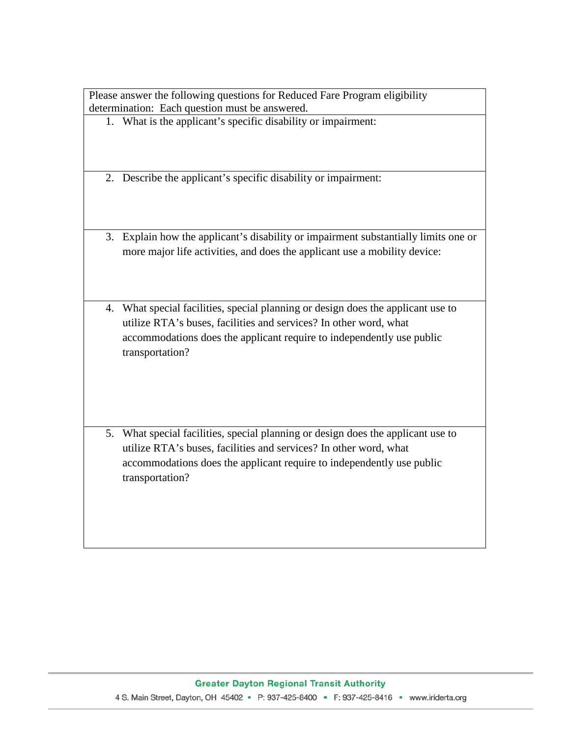Please answer the following questions for Reduced Fare Program eligibility determination: Each question must be answered.

1. What is the applicant's specific disability or impairment:

2. Describe the applicant's specific disability or impairment:

3. Explain how the applicant's disability or impairment substantially limits one or more major life activities, and does the applicant use a mobility device:

4. What special facilities, special planning or design does the applicant use to utilize RTA's buses, facilities and services? In other word, what accommodations does the applicant require to independently use public transportation?

5. What special facilities, special planning or design does the applicant use to utilize RTA's buses, facilities and services? In other word, what accommodations does the applicant require to independently use public transportation?

**Greater Dayton Regional Transit Authority**

4 S. Main Street, Dayton, OH 45402 • P: 937-425-8400 • F: 937-425-8416 • www.iriderta.org